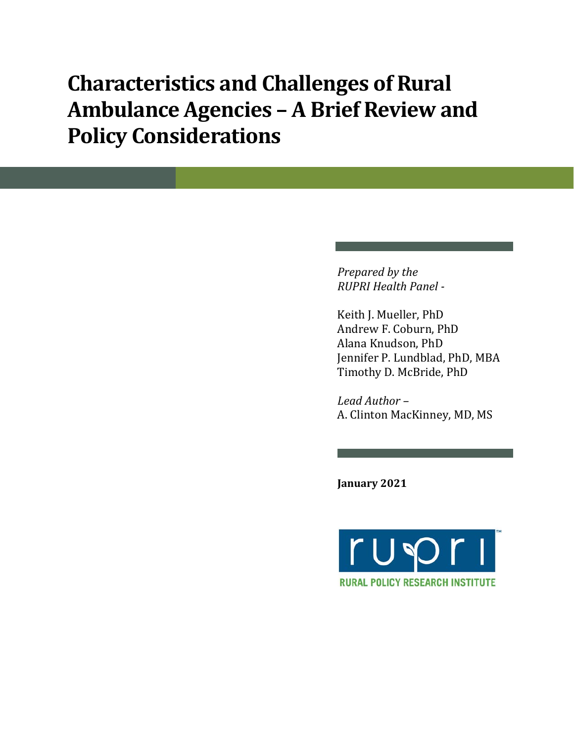# Characteristics and Challenges of Rural Ambulance Agencies – A Brief Review and Policy Considerations

*Prepared by the RUPRI Health Panel -*

Keith J. Mueller, PhD
Andrew F. Coburn, PhD
Alana Knudson, PhD
Jennifer P. Lundblad, PhD, MBA
Timothy D. McBride, PhD

*Lead Author –*
A. Clinton MacKinney, MD, MS

**January 2021**

RUPRI
RURAL POLICY RESEARCH INSTITUTE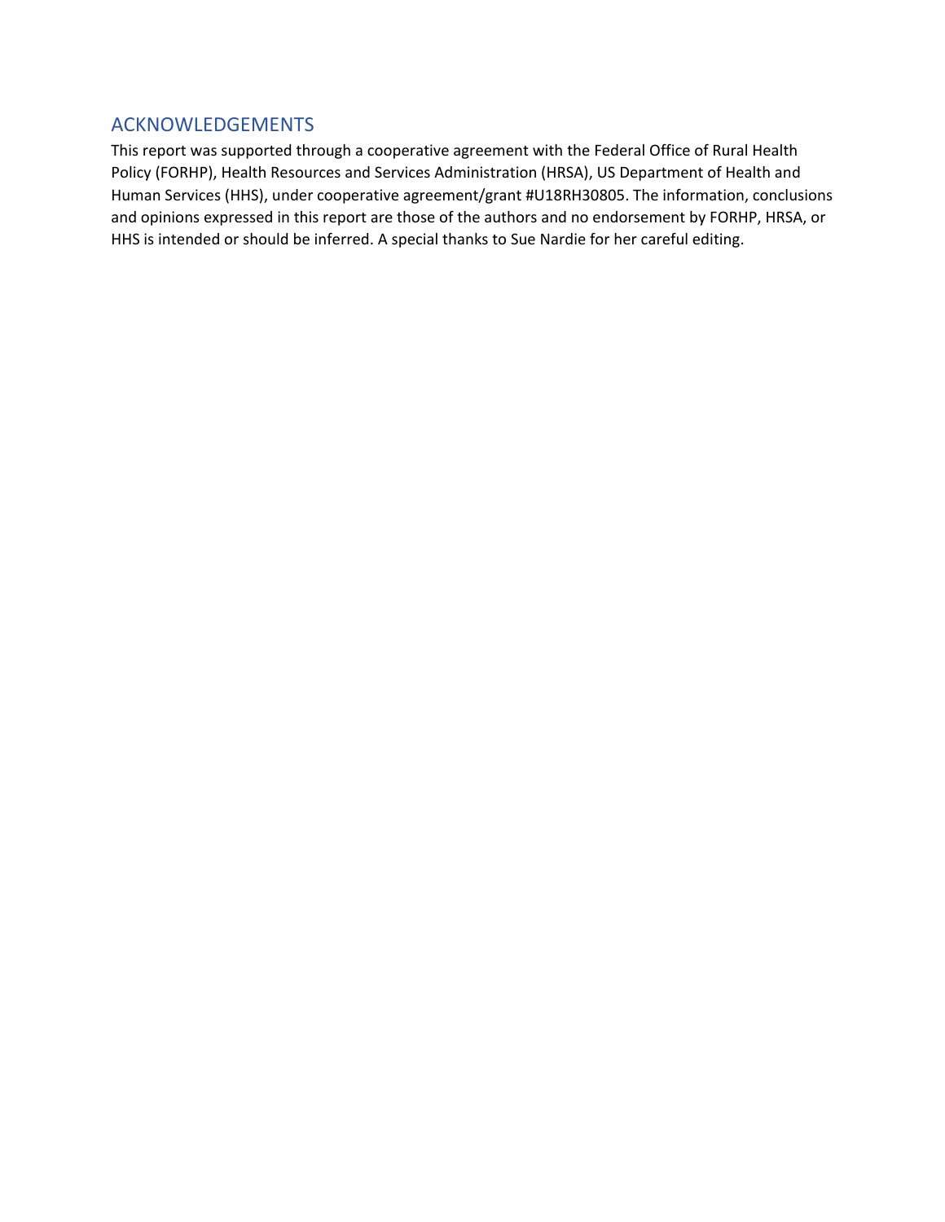## ACKNOWLEDGEMENTS

This report was supported through a cooperative agreement with the Federal Office of Rural Health Policy (FORHP), Health Resources and Services Administration (HRSA), US Department of Health and Human Services (HHS), under cooperative agreement/grant #U18RH30805. The information, conclusions and opinions expressed in this report are those of the authors and no endorsement by FORHP, HRSA, or HHS is intended or should be inferred. A special thanks to Sue Nardie for her careful editing.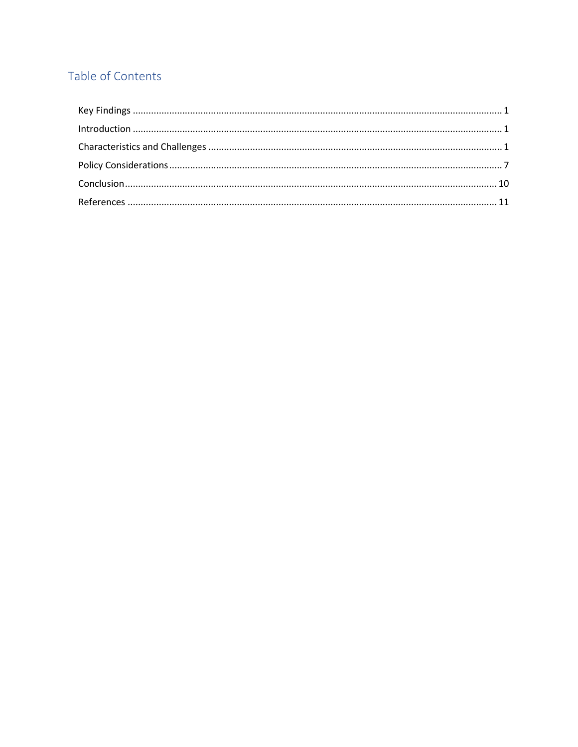## Table of Contents

Key Findings ........................................................................................................................................... 1

Introduction ........................................................................................................................................... 1

Characteristics and Challenges ............................................................................................................... 1

Policy Considerations.............................................................................................................................. 7

Conclusion............................................................................................................................................. 10

References ........................................................................................................................................... 11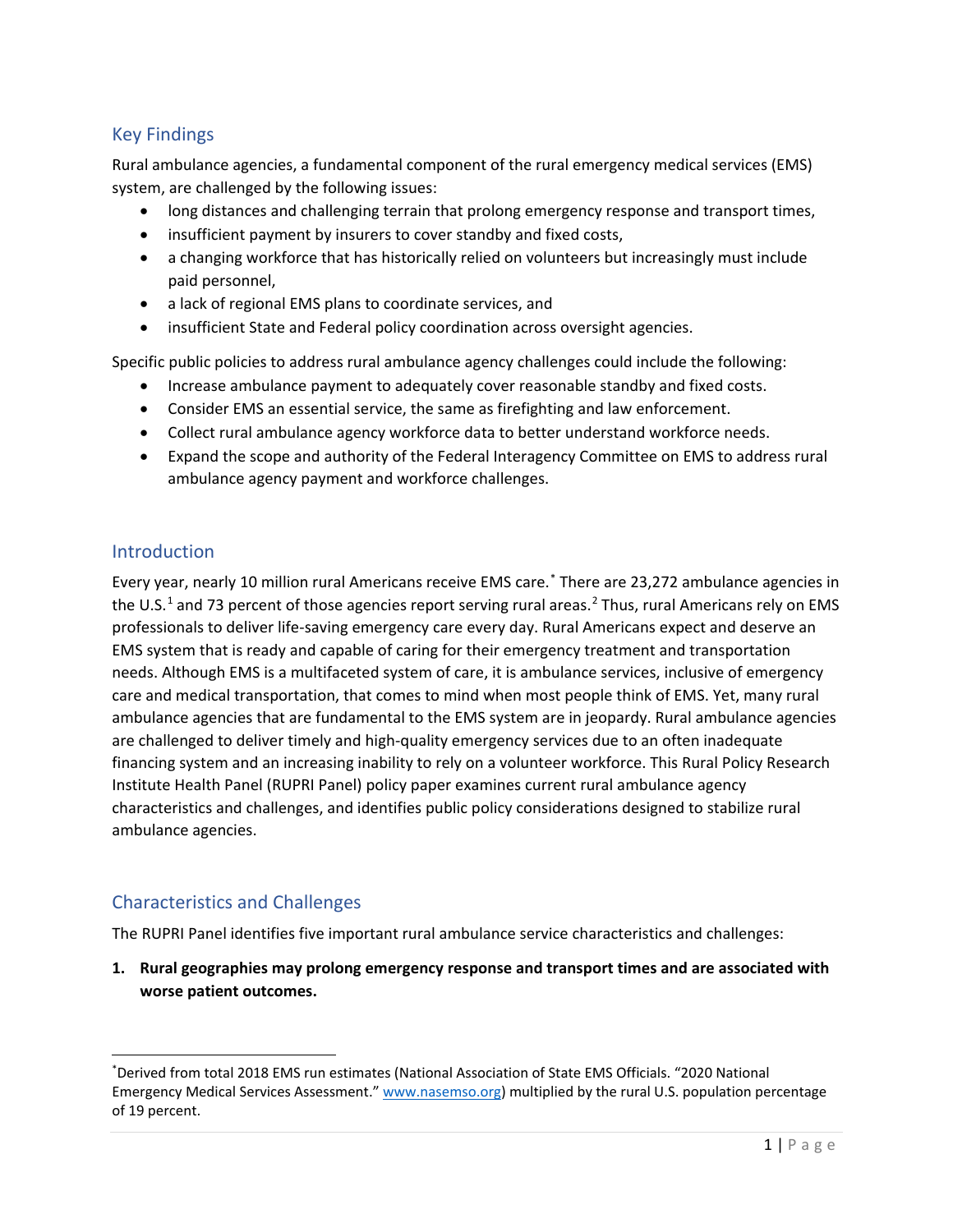## Key Findings

Rural ambulance agencies, a fundamental component of the rural emergency medical services (EMS) system, are challenged by the following issues:

- long distances and challenging terrain that prolong emergency response and transport times,
- insufficient payment by insurers to cover standby and fixed costs,
- a changing workforce that has historically relied on volunteers but increasingly must include paid personnel,
- a lack of regional EMS plans to coordinate services, and
- insufficient State and Federal policy coordination across oversight agencies.

Specific public policies to address rural ambulance agency challenges could include the following:

- Increase ambulance payment to adequately cover reasonable standby and fixed costs.
- Consider EMS an essential service, the same as firefighting and law enforcement.
- Collect rural ambulance agency workforce data to better understand workforce needs.
- Expand the scope and authority of the Federal Interagency Committee on EMS to address rural ambulance agency payment and workforce challenges.

## Introduction

Every year, nearly 10 million rural Americans receive EMS care.[*] There are 23,272 ambulance agencies in the U.S.[1] and 73 percent of those agencies report serving rural areas.[2] Thus, rural Americans rely on EMS professionals to deliver life-saving emergency care every day. Rural Americans expect and deserve an EMS system that is ready and capable of caring for their emergency treatment and transportation needs. Although EMS is a multifaceted system of care, it is ambulance services, inclusive of emergency care and medical transportation, that comes to mind when most people think of EMS. Yet, many rural ambulance agencies that are fundamental to the EMS system are in jeopardy. Rural ambulance agencies are challenged to deliver timely and high-quality emergency services due to an often inadequate financing system and an increasing inability to rely on a volunteer workforce. This Rural Policy Research Institute Health Panel (RUPRI Panel) policy paper examines current rural ambulance agency characteristics and challenges, and identifies public policy considerations designed to stabilize rural ambulance agencies.

## Characteristics and Challenges

The RUPRI Panel identifies five important rural ambulance service characteristics and challenges:

1. **Rural geographies may prolong emergency response and transport times and are associated with worse patient outcomes.**

---

[*]Derived from total 2018 EMS run estimates (National Association of State EMS Officials. "2020 National Emergency Medical Services Assessment." www.nasemso.org) multiplied by the rural U.S. population percentage of 19 percent.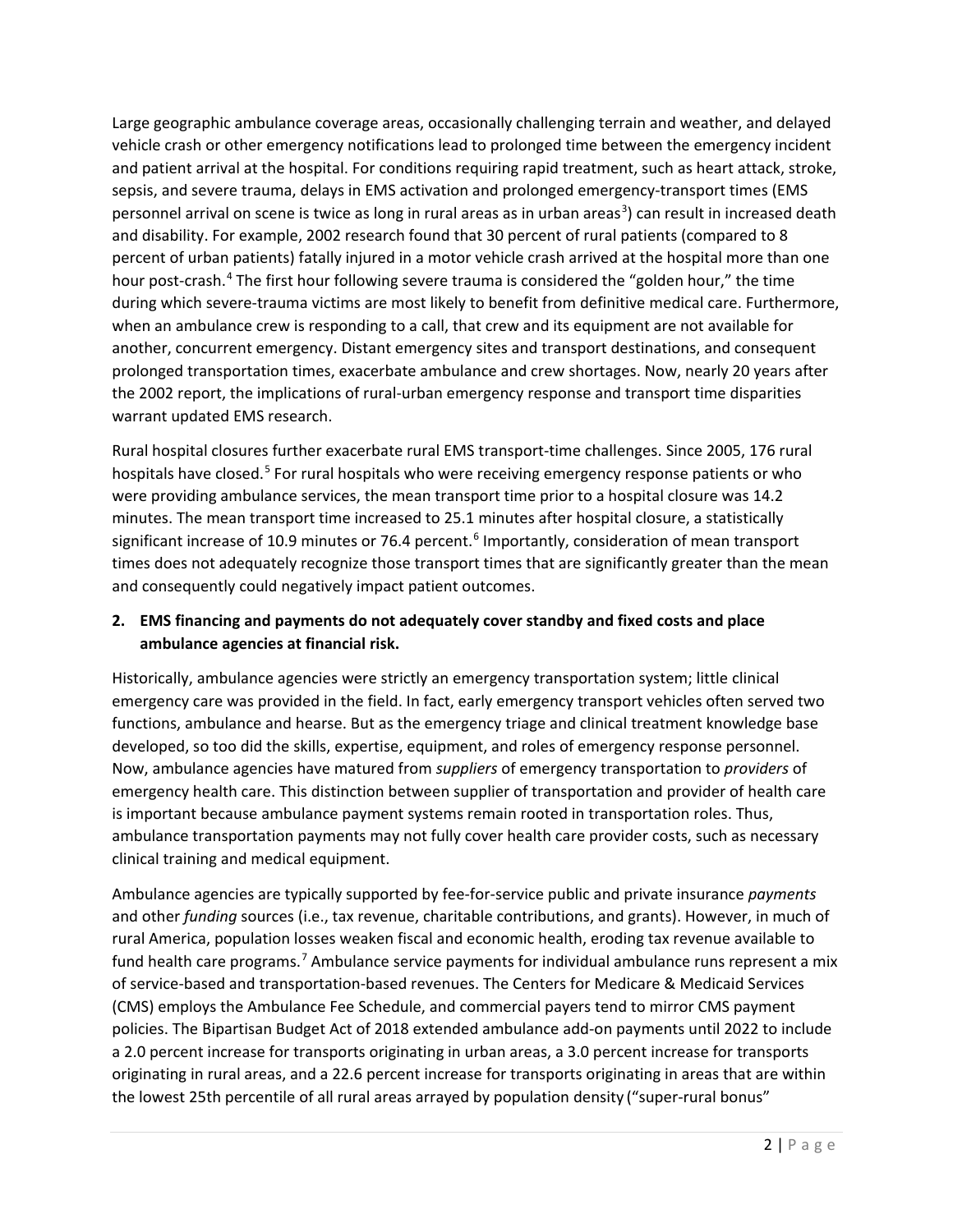Large geographic ambulance coverage areas, occasionally challenging terrain and weather, and delayed vehicle crash or other emergency notifications lead to prolonged time between the emergency incident and patient arrival at the hospital. For conditions requiring rapid treatment, such as heart attack, stroke, sepsis, and severe trauma, delays in EMS activation and prolonged emergency-transport times (EMS personnel arrival on scene is twice as long in rural areas as in urban areas[3]) can result in increased death and disability. For example, 2002 research found that 30 percent of rural patients (compared to 8 percent of urban patients) fatally injured in a motor vehicle crash arrived at the hospital more than one hour post-crash.[4] The first hour following severe trauma is considered the "golden hour," the time during which severe-trauma victims are most likely to benefit from definitive medical care. Furthermore, when an ambulance crew is responding to a call, that crew and its equipment are not available for another, concurrent emergency. Distant emergency sites and transport destinations, and consequent prolonged transportation times, exacerbate ambulance and crew shortages. Now, nearly 20 years after the 2002 report, the implications of rural-urban emergency response and transport time disparities warrant updated EMS research.

Rural hospital closures further exacerbate rural EMS transport-time challenges. Since 2005, 176 rural hospitals have closed.[5] For rural hospitals who were receiving emergency response patients or who were providing ambulance services, the mean transport time prior to a hospital closure was 14.2 minutes. The mean transport time increased to 25.1 minutes after hospital closure, a statistically significant increase of 10.9 minutes or 76.4 percent.[6] Importantly, consideration of mean transport times does not adequately recognize those transport times that are significantly greater than the mean and consequently could negatively impact patient outcomes.

2. **EMS financing and payments do not adequately cover standby and fixed costs and place ambulance agencies at financial risk.**

Historically, ambulance agencies were strictly an emergency transportation system; little clinical emergency care was provided in the field. In fact, early emergency transport vehicles often served two functions, ambulance and hearse. But as the emergency triage and clinical treatment knowledge base developed, so too did the skills, expertise, equipment, and roles of emergency response personnel. Now, ambulance agencies have matured from *suppliers* of emergency transportation to *providers* of emergency health care. This distinction between supplier of transportation and provider of health care is important because ambulance payment systems remain rooted in transportation roles. Thus, ambulance transportation payments may not fully cover health care provider costs, such as necessary clinical training and medical equipment.

Ambulance agencies are typically supported by fee-for-service public and private insurance *payments* and other *funding* sources (i.e., tax revenue, charitable contributions, and grants). However, in much of rural America, population losses weaken fiscal and economic health, eroding tax revenue available to fund health care programs.[7] Ambulance service payments for individual ambulance runs represent a mix of service-based and transportation-based revenues. The Centers for Medicare & Medicaid Services (CMS) employs the Ambulance Fee Schedule, and commercial payers tend to mirror CMS payment policies. The Bipartisan Budget Act of 2018 extended ambulance add-on payments until 2022 to include a 2.0 percent increase for transports originating in urban areas, a 3.0 percent increase for transports originating in rural areas, and a 22.6 percent increase for transports originating in areas that are within the lowest 25th percentile of all rural areas arrayed by population density ("super-rural bonus"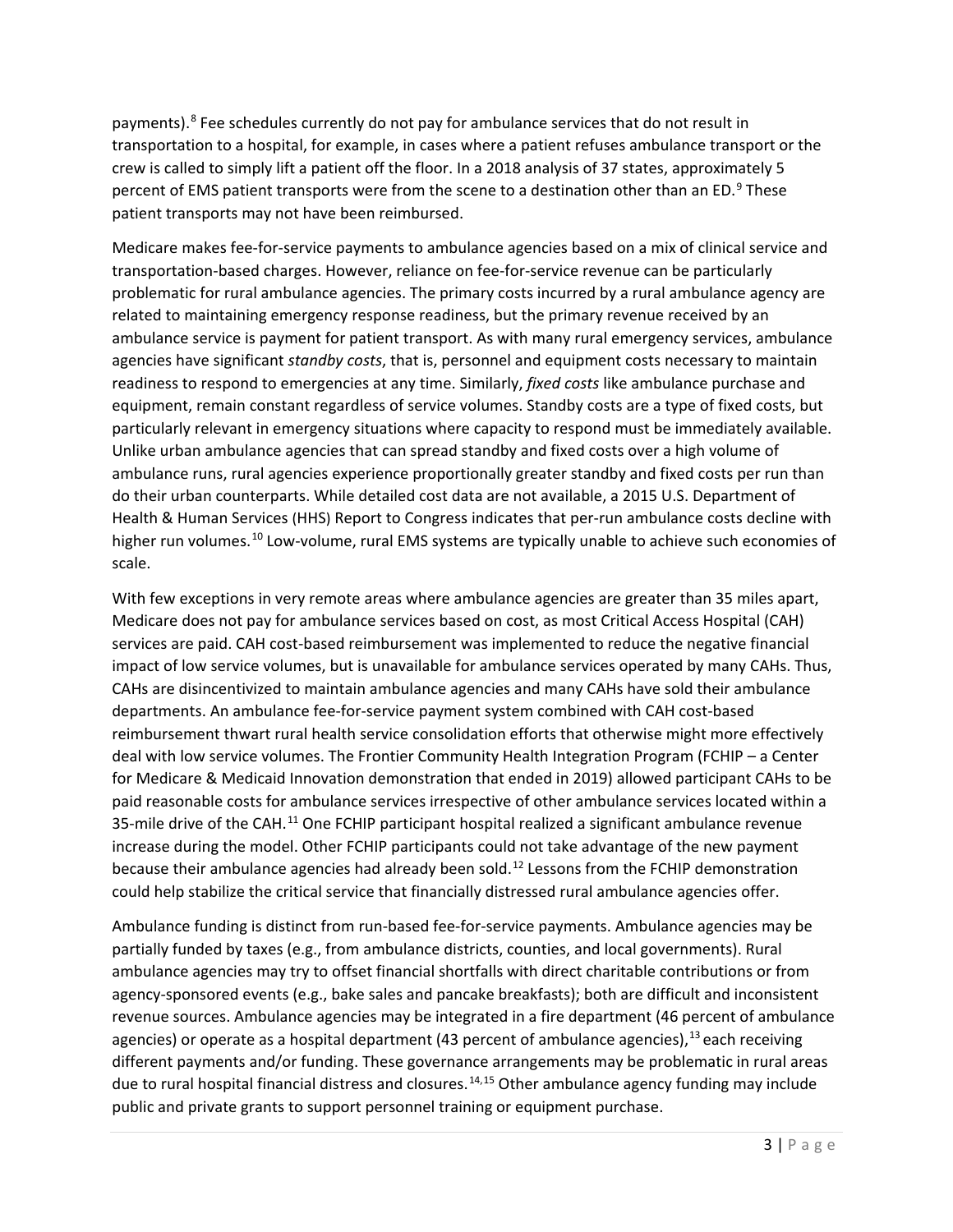payments).[8] Fee schedules currently do not pay for ambulance services that do not result in transportation to a hospital, for example, in cases where a patient refuses ambulance transport or the crew is called to simply lift a patient off the floor. In a 2018 analysis of 37 states, approximately 5 percent of EMS patient transports were from the scene to a destination other than an ED.[9] These patient transports may not have been reimbursed.

Medicare makes fee-for-service payments to ambulance agencies based on a mix of clinical service and transportation-based charges. However, reliance on fee-for-service revenue can be particularly problematic for rural ambulance agencies. The primary costs incurred by a rural ambulance agency are related to maintaining emergency response readiness, but the primary revenue received by an ambulance service is payment for patient transport. As with many rural emergency services, ambulance agencies have significant *standby costs*, that is, personnel and equipment costs necessary to maintain readiness to respond to emergencies at any time. Similarly, *fixed costs* like ambulance purchase and equipment, remain constant regardless of service volumes. Standby costs are a type of fixed costs, but particularly relevant in emergency situations where capacity to respond must be immediately available. Unlike urban ambulance agencies that can spread standby and fixed costs over a high volume of ambulance runs, rural agencies experience proportionally greater standby and fixed costs per run than do their urban counterparts. While detailed cost data are not available, a 2015 U.S. Department of Health & Human Services (HHS) Report to Congress indicates that per-run ambulance costs decline with higher run volumes.[10] Low-volume, rural EMS systems are typically unable to achieve such economies of scale.

With few exceptions in very remote areas where ambulance agencies are greater than 35 miles apart, Medicare does not pay for ambulance services based on cost, as most Critical Access Hospital (CAH) services are paid. CAH cost-based reimbursement was implemented to reduce the negative financial impact of low service volumes, but is unavailable for ambulance services operated by many CAHs. Thus, CAHs are disincentivized to maintain ambulance agencies and many CAHs have sold their ambulance departments. An ambulance fee-for-service payment system combined with CAH cost-based reimbursement thwart rural health service consolidation efforts that otherwise might more effectively deal with low service volumes. The Frontier Community Health Integration Program (FCHIP – a Center for Medicare & Medicaid Innovation demonstration that ended in 2019) allowed participant CAHs to be paid reasonable costs for ambulance services irrespective of other ambulance services located within a 35-mile drive of the CAH.[11] One FCHIP participant hospital realized a significant ambulance revenue increase during the model. Other FCHIP participants could not take advantage of the new payment because their ambulance agencies had already been sold.[12] Lessons from the FCHIP demonstration could help stabilize the critical service that financially distressed rural ambulance agencies offer.

Ambulance funding is distinct from run-based fee-for-service payments. Ambulance agencies may be partially funded by taxes (e.g., from ambulance districts, counties, and local governments). Rural ambulance agencies may try to offset financial shortfalls with direct charitable contributions or from agency-sponsored events (e.g., bake sales and pancake breakfasts); both are difficult and inconsistent revenue sources. Ambulance agencies may be integrated in a fire department (46 percent of ambulance agencies) or operate as a hospital department (43 percent of ambulance agencies),[13] each receiving different payments and/or funding. These governance arrangements may be problematic in rural areas due to rural hospital financial distress and closures.[14,15] Other ambulance agency funding may include public and private grants to support personnel training or equipment purchase.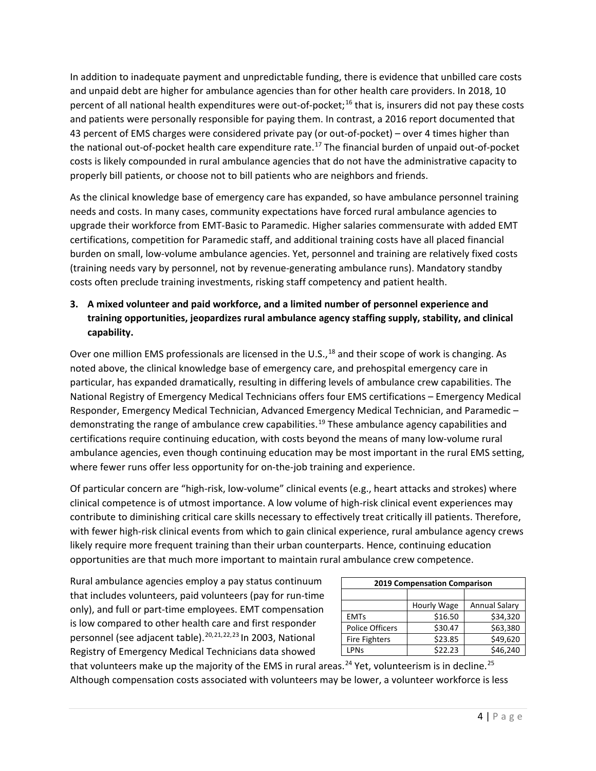In addition to inadequate payment and unpredictable funding, there is evidence that unbilled care costs and unpaid debt are higher for ambulance agencies than for other health care providers. In 2018, 10 percent of all national health expenditures were out-of-pocket;[16] that is, insurers did not pay these costs and patients were personally responsible for paying them. In contrast, a 2016 report documented that 43 percent of EMS charges were considered private pay (or out-of-pocket) – over 4 times higher than the national out-of-pocket health care expenditure rate.[17] The financial burden of unpaid out-of-pocket costs is likely compounded in rural ambulance agencies that do not have the administrative capacity to properly bill patients, or choose not to bill patients who are neighbors and friends.

As the clinical knowledge base of emergency care has expanded, so have ambulance personnel training needs and costs. In many cases, community expectations have forced rural ambulance agencies to upgrade their workforce from EMT-Basic to Paramedic. Higher salaries commensurate with added EMT certifications, competition for Paramedic staff, and additional training costs have all placed financial burden on small, low-volume ambulance agencies. Yet, personnel and training are relatively fixed costs (training needs vary by personnel, not by revenue-generating ambulance runs). Mandatory standby costs often preclude training investments, risking staff competency and patient health.

**3. A mixed volunteer and paid workforce, and a limited number of personnel experience and training opportunities, jeopardizes rural ambulance agency staffing supply, stability, and clinical capability.**

Over one million EMS professionals are licensed in the U.S.,[18] and their scope of work is changing. As noted above, the clinical knowledge base of emergency care, and prehospital emergency care in particular, has expanded dramatically, resulting in differing levels of ambulance crew capabilities. The National Registry of Emergency Medical Technicians offers four EMS certifications – Emergency Medical Responder, Emergency Medical Technician, Advanced Emergency Medical Technician, and Paramedic – demonstrating the range of ambulance crew capabilities.[19] These ambulance agency capabilities and certifications require continuing education, with costs beyond the means of many low-volume rural ambulance agencies, even though continuing education may be most important in the rural EMS setting, where fewer runs offer less opportunity for on-the-job training and experience.

Of particular concern are "high-risk, low-volume" clinical events (e.g., heart attacks and strokes) where clinical competence is of utmost importance. A low volume of high-risk clinical event experiences may contribute to diminishing critical care skills necessary to effectively treat critically ill patients. Therefore, with fewer high-risk clinical events from which to gain clinical experience, rural ambulance agency crews likely require more frequent training than their urban counterparts. Hence, continuing education opportunities are that much more important to maintain rural ambulance crew competence.

Rural ambulance agencies employ a pay status continuum that includes volunteers, paid volunteers (pay for run-time only), and full or part-time employees. EMT compensation is low compared to other health care and first responder personnel (see adjacent table).[20,21,22,23] In 2003, National Registry of Emergency Medical Technicians data showed that volunteers make up the majority of the EMS in rural areas.[24] Yet, volunteerism is in decline.[25] Although compensation costs associated with volunteers may be lower, a volunteer workforce is less

| 2019 Compensation Comparison | | |
|---|---|---|
| | Hourly Wage | Annual Salary |
| EMTs | $16.50 | $34,320 |
| Police Officers | $30.47 | $63,380 |
| Fire Fighters | $23.85 | $49,620 |
| LPNs | $22.23 | $46,240 |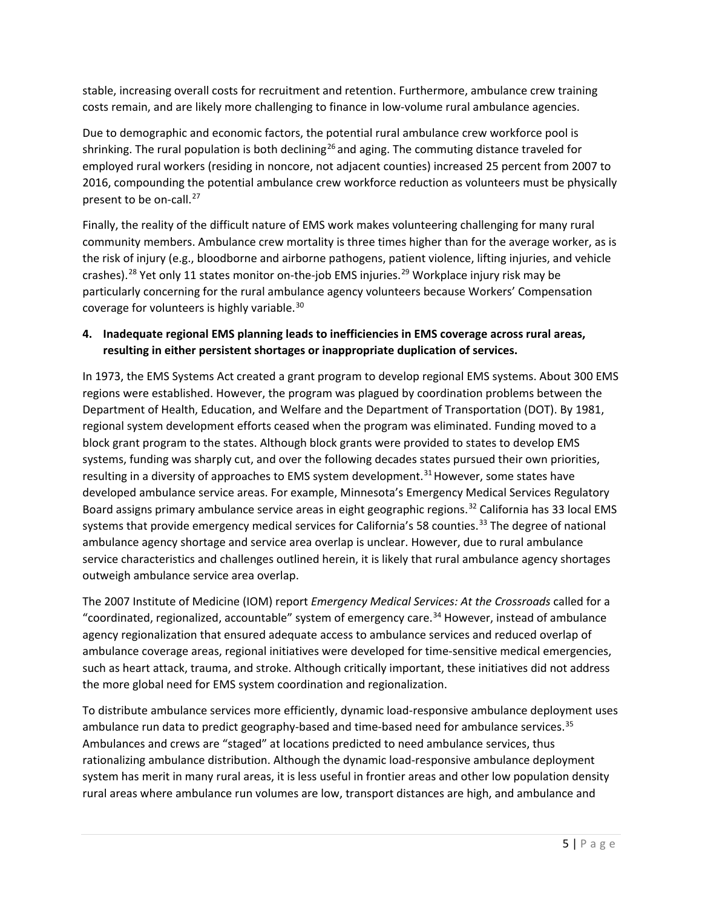stable, increasing overall costs for recruitment and retention. Furthermore, ambulance crew training costs remain, and are likely more challenging to finance in low-volume rural ambulance agencies.

Due to demographic and economic factors, the potential rural ambulance crew workforce pool is shrinking. The rural population is both declining[26] and aging. The commuting distance traveled for employed rural workers (residing in noncore, not adjacent counties) increased 25 percent from 2007 to 2016, compounding the potential ambulance crew workforce reduction as volunteers must be physically present to be on-call.[27]

Finally, the reality of the difficult nature of EMS work makes volunteering challenging for many rural community members. Ambulance crew mortality is three times higher than for the average worker, as is the risk of injury (e.g., bloodborne and airborne pathogens, patient violence, lifting injuries, and vehicle crashes).[28] Yet only 11 states monitor on-the-job EMS injuries.[29] Workplace injury risk may be particularly concerning for the rural ambulance agency volunteers because Workers' Compensation coverage for volunteers is highly variable.[30]

4. **Inadequate regional EMS planning leads to inefficiencies in EMS coverage across rural areas, resulting in either persistent shortages or inappropriate duplication of services.**

In 1973, the EMS Systems Act created a grant program to develop regional EMS systems. About 300 EMS regions were established. However, the program was plagued by coordination problems between the Department of Health, Education, and Welfare and the Department of Transportation (DOT). By 1981, regional system development efforts ceased when the program was eliminated. Funding moved to a block grant program to the states. Although block grants were provided to states to develop EMS systems, funding was sharply cut, and over the following decades states pursued their own priorities, resulting in a diversity of approaches to EMS system development.[31] However, some states have developed ambulance service areas. For example, Minnesota's Emergency Medical Services Regulatory Board assigns primary ambulance service areas in eight geographic regions.[32] California has 33 local EMS systems that provide emergency medical services for California's 58 counties.[33] The degree of national ambulance agency shortage and service area overlap is unclear. However, due to rural ambulance service characteristics and challenges outlined herein, it is likely that rural ambulance agency shortages outweigh ambulance service area overlap.

The 2007 Institute of Medicine (IOM) report *Emergency Medical Services: At the Crossroads* called for a "coordinated, regionalized, accountable" system of emergency care.[34] However, instead of ambulance agency regionalization that ensured adequate access to ambulance services and reduced overlap of ambulance coverage areas, regional initiatives were developed for time-sensitive medical emergencies, such as heart attack, trauma, and stroke. Although critically important, these initiatives did not address the more global need for EMS system coordination and regionalization.

To distribute ambulance services more efficiently, dynamic load-responsive ambulance deployment uses ambulance run data to predict geography-based and time-based need for ambulance services.[35] Ambulances and crews are "staged" at locations predicted to need ambulance services, thus rationalizing ambulance distribution. Although the dynamic load-responsive ambulance deployment system has merit in many rural areas, it is less useful in frontier areas and other low population density rural areas where ambulance run volumes are low, transport distances are high, and ambulance and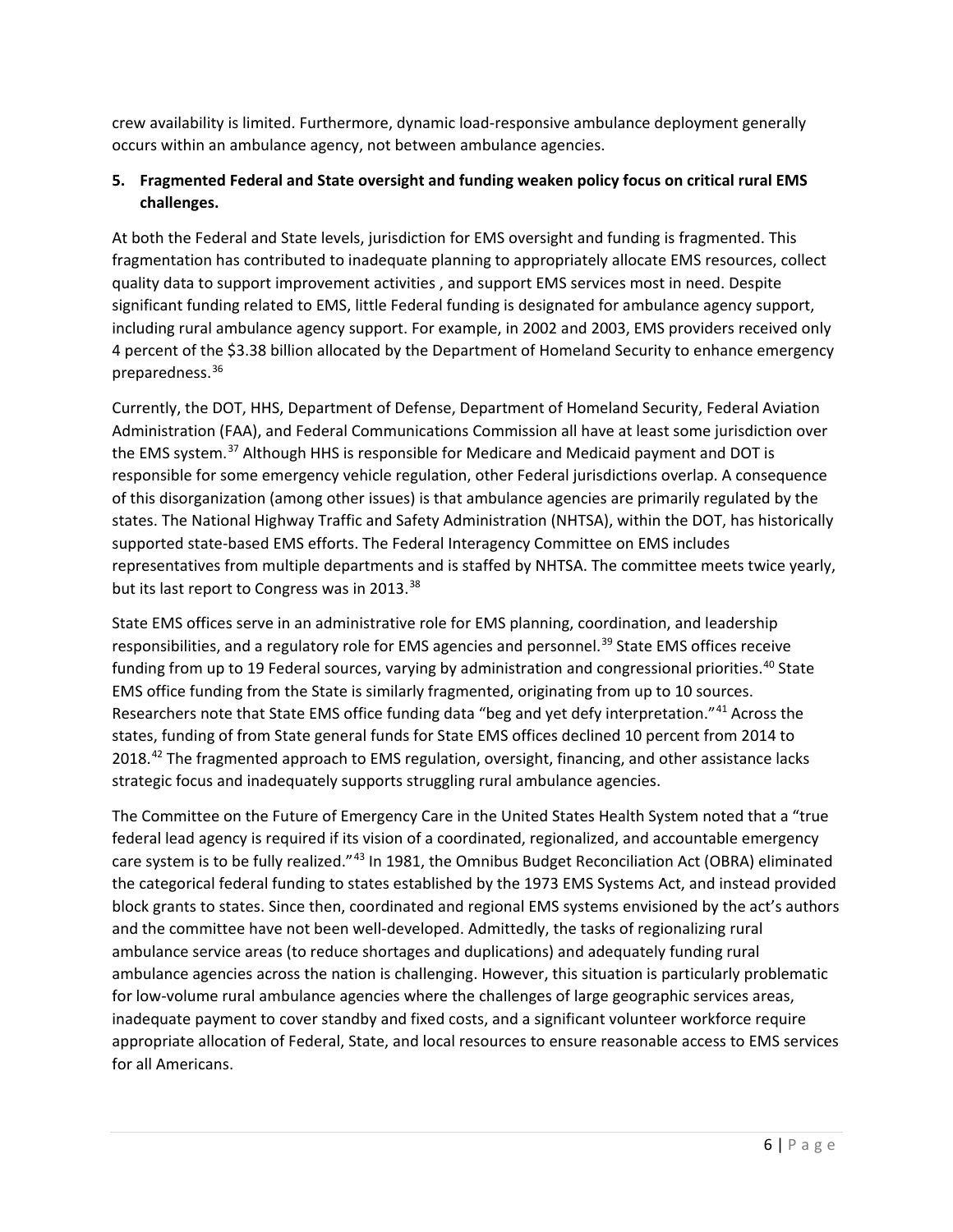crew availability is limited. Furthermore, dynamic load-responsive ambulance deployment generally occurs within an ambulance agency, not between ambulance agencies.

5. **Fragmented Federal and State oversight and funding weaken policy focus on critical rural EMS challenges.**

At both the Federal and State levels, jurisdiction for EMS oversight and funding is fragmented. This fragmentation has contributed to inadequate planning to appropriately allocate EMS resources, collect quality data to support improvement activities , and support EMS services most in need. Despite significant funding related to EMS, little Federal funding is designated for ambulance agency support, including rural ambulance agency support. For example, in 2002 and 2003, EMS providers received only 4 percent of the $3.38 billion allocated by the Department of Homeland Security to enhance emergency preparedness.[36]

Currently, the DOT, HHS, Department of Defense, Department of Homeland Security, Federal Aviation Administration (FAA), and Federal Communications Commission all have at least some jurisdiction over the EMS system.[37] Although HHS is responsible for Medicare and Medicaid payment and DOT is responsible for some emergency vehicle regulation, other Federal jurisdictions overlap. A consequence of this disorganization (among other issues) is that ambulance agencies are primarily regulated by the states. The National Highway Traffic and Safety Administration (NHTSA), within the DOT, has historically supported state-based EMS efforts. The Federal Interagency Committee on EMS includes representatives from multiple departments and is staffed by NHTSA. The committee meets twice yearly, but its last report to Congress was in 2013.[38]

State EMS offices serve in an administrative role for EMS planning, coordination, and leadership responsibilities, and a regulatory role for EMS agencies and personnel.[39] State EMS offices receive funding from up to 19 Federal sources, varying by administration and congressional priorities.[40] State EMS office funding from the State is similarly fragmented, originating from up to 10 sources. Researchers note that State EMS office funding data "beg and yet defy interpretation."[41] Across the states, funding of from State general funds for State EMS offices declined 10 percent from 2014 to 2018.[42] The fragmented approach to EMS regulation, oversight, financing, and other assistance lacks strategic focus and inadequately supports struggling rural ambulance agencies.

The Committee on the Future of Emergency Care in the United States Health System noted that a "true federal lead agency is required if its vision of a coordinated, regionalized, and accountable emergency care system is to be fully realized."[43] In 1981, the Omnibus Budget Reconciliation Act (OBRA) eliminated the categorical federal funding to states established by the 1973 EMS Systems Act, and instead provided block grants to states. Since then, coordinated and regional EMS systems envisioned by the act's authors and the committee have not been well-developed. Admittedly, the tasks of regionalizing rural ambulance service areas (to reduce shortages and duplications) and adequately funding rural ambulance agencies across the nation is challenging. However, this situation is particularly problematic for low-volume rural ambulance agencies where the challenges of large geographic services areas, inadequate payment to cover standby and fixed costs, and a significant volunteer workforce require appropriate allocation of Federal, State, and local resources to ensure reasonable access to EMS services for all Americans.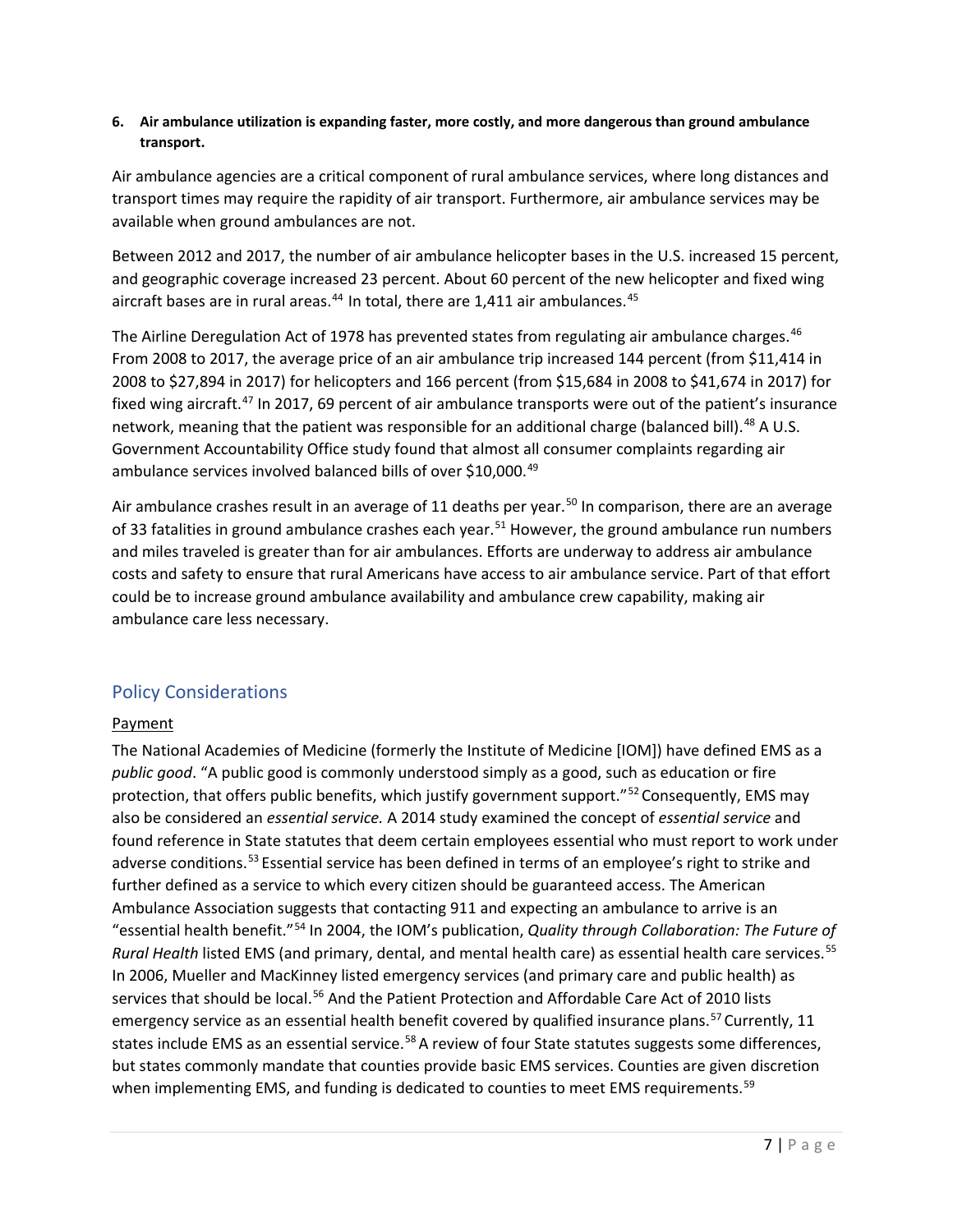**6. Air ambulance utilization is expanding faster, more costly, and more dangerous than ground ambulance transport.**

Air ambulance agencies are a critical component of rural ambulance services, where long distances and transport times may require the rapidity of air transport. Furthermore, air ambulance services may be available when ground ambulances are not.

Between 2012 and 2017, the number of air ambulance helicopter bases in the U.S. increased 15 percent, and geographic coverage increased 23 percent. About 60 percent of the new helicopter and fixed wing aircraft bases are in rural areas.[44] In total, there are 1,411 air ambulances.[45]

The Airline Deregulation Act of 1978 has prevented states from regulating air ambulance charges.[46] From 2008 to 2017, the average price of an air ambulance trip increased 144 percent (from $11,414 in 2008 to $27,894 in 2017) for helicopters and 166 percent (from $15,684 in 2008 to $41,674 in 2017) for fixed wing aircraft.[47] In 2017, 69 percent of air ambulance transports were out of the patient's insurance network, meaning that the patient was responsible for an additional charge (balanced bill).[48] A U.S. Government Accountability Office study found that almost all consumer complaints regarding air ambulance services involved balanced bills of over $10,000.[49]

Air ambulance crashes result in an average of 11 deaths per year.[50] In comparison, there are an average of 33 fatalities in ground ambulance crashes each year.[51] However, the ground ambulance run numbers and miles traveled is greater than for air ambulances. Efforts are underway to address air ambulance costs and safety to ensure that rural Americans have access to air ambulance service. Part of that effort could be to increase ground ambulance availability and ambulance crew capability, making air ambulance care less necessary.

## Policy Considerations

### Payment

The National Academies of Medicine (formerly the Institute of Medicine [IOM]) have defined EMS as a *public good*. "A public good is commonly understood simply as a good, such as education or fire protection, that offers public benefits, which justify government support."[52] Consequently, EMS may also be considered an *essential service.* A 2014 study examined the concept of *essential service* and found reference in State statutes that deem certain employees essential who must report to work under adverse conditions.[53] Essential service has been defined in terms of an employee's right to strike and further defined as a service to which every citizen should be guaranteed access. The American Ambulance Association suggests that contacting 911 and expecting an ambulance to arrive is an "essential health benefit."[54] In 2004, the IOM's publication, *Quality through Collaboration: The Future of Rural Health* listed EMS (and primary, dental, and mental health care) as essential health care services.[55] In 2006, Mueller and MacKinney listed emergency services (and primary care and public health) as services that should be local.[56] And the Patient Protection and Affordable Care Act of 2010 lists emergency service as an essential health benefit covered by qualified insurance plans.[57] Currently, 11 states include EMS as an essential service.[58] A review of four State statutes suggests some differences, but states commonly mandate that counties provide basic EMS services. Counties are given discretion when implementing EMS, and funding is dedicated to counties to meet EMS requirements.[59]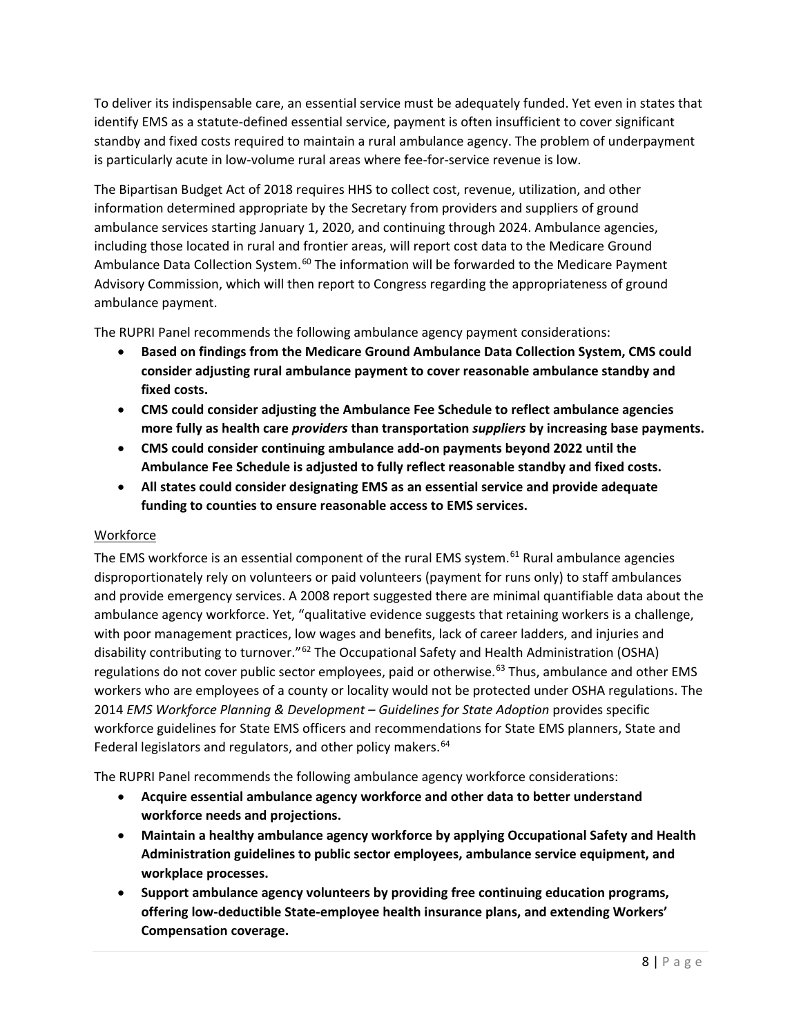To deliver its indispensable care, an essential service must be adequately funded. Yet even in states that identify EMS as a statute-defined essential service, payment is often insufficient to cover significant standby and fixed costs required to maintain a rural ambulance agency. The problem of underpayment is particularly acute in low-volume rural areas where fee-for-service revenue is low.

The Bipartisan Budget Act of 2018 requires HHS to collect cost, revenue, utilization, and other information determined appropriate by the Secretary from providers and suppliers of ground ambulance services starting January 1, 2020, and continuing through 2024. Ambulance agencies, including those located in rural and frontier areas, will report cost data to the Medicare Ground Ambulance Data Collection System.[60] The information will be forwarded to the Medicare Payment Advisory Commission, which will then report to Congress regarding the appropriateness of ground ambulance payment.

The RUPRI Panel recommends the following ambulance agency payment considerations:

- **Based on findings from the Medicare Ground Ambulance Data Collection System, CMS could consider adjusting rural ambulance payment to cover reasonable ambulance standby and fixed costs.**
- **CMS could consider adjusting the Ambulance Fee Schedule to reflect ambulance agencies more fully as health care *providers* than transportation *suppliers* by increasing base payments.**
- **CMS could consider continuing ambulance add-on payments beyond 2022 until the Ambulance Fee Schedule is adjusted to fully reflect reasonable standby and fixed costs.**
- **All states could consider designating EMS as an essential service and provide adequate funding to counties to ensure reasonable access to EMS services.**

### Workforce

The EMS workforce is an essential component of the rural EMS system.[61] Rural ambulance agencies disproportionately rely on volunteers or paid volunteers (payment for runs only) to staff ambulances and provide emergency services. A 2008 report suggested there are minimal quantifiable data about the ambulance agency workforce. Yet, "qualitative evidence suggests that retaining workers is a challenge, with poor management practices, low wages and benefits, lack of career ladders, and injuries and disability contributing to turnover."[62] The Occupational Safety and Health Administration (OSHA) regulations do not cover public sector employees, paid or otherwise.[63] Thus, ambulance and other EMS workers who are employees of a county or locality would not be protected under OSHA regulations. The 2014 *EMS Workforce Planning & Development – Guidelines for State Adoption* provides specific workforce guidelines for State EMS officers and recommendations for State EMS planners, State and Federal legislators and regulators, and other policy makers.[64]

The RUPRI Panel recommends the following ambulance agency workforce considerations:

- **Acquire essential ambulance agency workforce and other data to better understand workforce needs and projections.**
- **Maintain a healthy ambulance agency workforce by applying Occupational Safety and Health Administration guidelines to public sector employees, ambulance service equipment, and workplace processes.**
- **Support ambulance agency volunteers by providing free continuing education programs, offering low-deductible State-employee health insurance plans, and extending Workers' Compensation coverage.**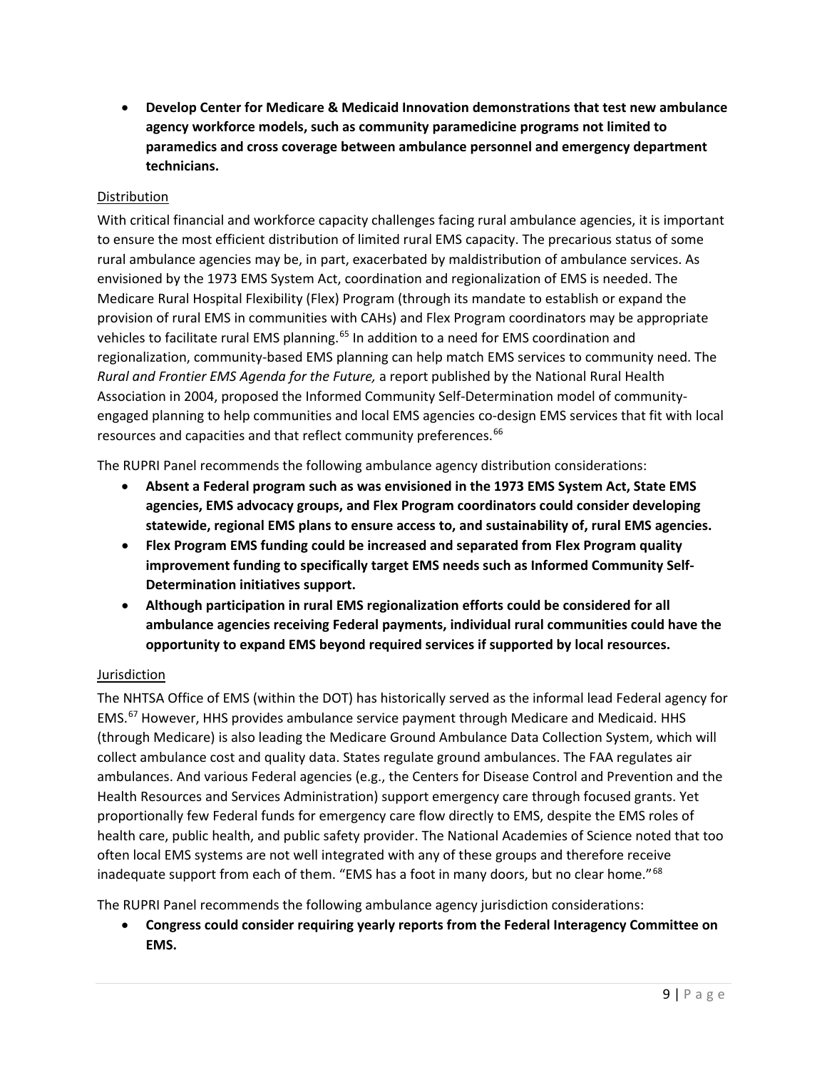- **Develop Center for Medicare & Medicaid Innovation demonstrations that test new ambulance agency workforce models, such as community paramedicine programs not limited to paramedics and cross coverage between ambulance personnel and emergency department technicians.**

Distribution

With critical financial and workforce capacity challenges facing rural ambulance agencies, it is important to ensure the most efficient distribution of limited rural EMS capacity. The precarious status of some rural ambulance agencies may be, in part, exacerbated by maldistribution of ambulance services. As envisioned by the 1973 EMS System Act, coordination and regionalization of EMS is needed. The Medicare Rural Hospital Flexibility (Flex) Program (through its mandate to establish or expand the provision of rural EMS in communities with CAHs) and Flex Program coordinators may be appropriate vehicles to facilitate rural EMS planning.[65] In addition to a need for EMS coordination and regionalization, community-based EMS planning can help match EMS services to community need. The *Rural and Frontier EMS Agenda for the Future,* a report published by the National Rural Health Association in 2004, proposed the Informed Community Self-Determination model of community-engaged planning to help communities and local EMS agencies co-design EMS services that fit with local resources and capacities and that reflect community preferences.[66]

The RUPRI Panel recommends the following ambulance agency distribution considerations:

- **Absent a Federal program such as was envisioned in the 1973 EMS System Act, State EMS agencies, EMS advocacy groups, and Flex Program coordinators could consider developing statewide, regional EMS plans to ensure access to, and sustainability of, rural EMS agencies.**
- **Flex Program EMS funding could be increased and separated from Flex Program quality improvement funding to specifically target EMS needs such as Informed Community Self-Determination initiatives support.**
- **Although participation in rural EMS regionalization efforts could be considered for all ambulance agencies receiving Federal payments, individual rural communities could have the opportunity to expand EMS beyond required services if supported by local resources.**

Jurisdiction

The NHTSA Office of EMS (within the DOT) has historically served as the informal lead Federal agency for EMS.[67] However, HHS provides ambulance service payment through Medicare and Medicaid. HHS (through Medicare) is also leading the Medicare Ground Ambulance Data Collection System, which will collect ambulance cost and quality data. States regulate ground ambulances. The FAA regulates air ambulances. And various Federal agencies (e.g., the Centers for Disease Control and Prevention and the Health Resources and Services Administration) support emergency care through focused grants. Yet proportionally few Federal funds for emergency care flow directly to EMS, despite the EMS roles of health care, public health, and public safety provider. The National Academies of Science noted that too often local EMS systems are not well integrated with any of these groups and therefore receive inadequate support from each of them. "EMS has a foot in many doors, but no clear home."[68]

The RUPRI Panel recommends the following ambulance agency jurisdiction considerations:

- **Congress could consider requiring yearly reports from the Federal Interagency Committee on EMS.**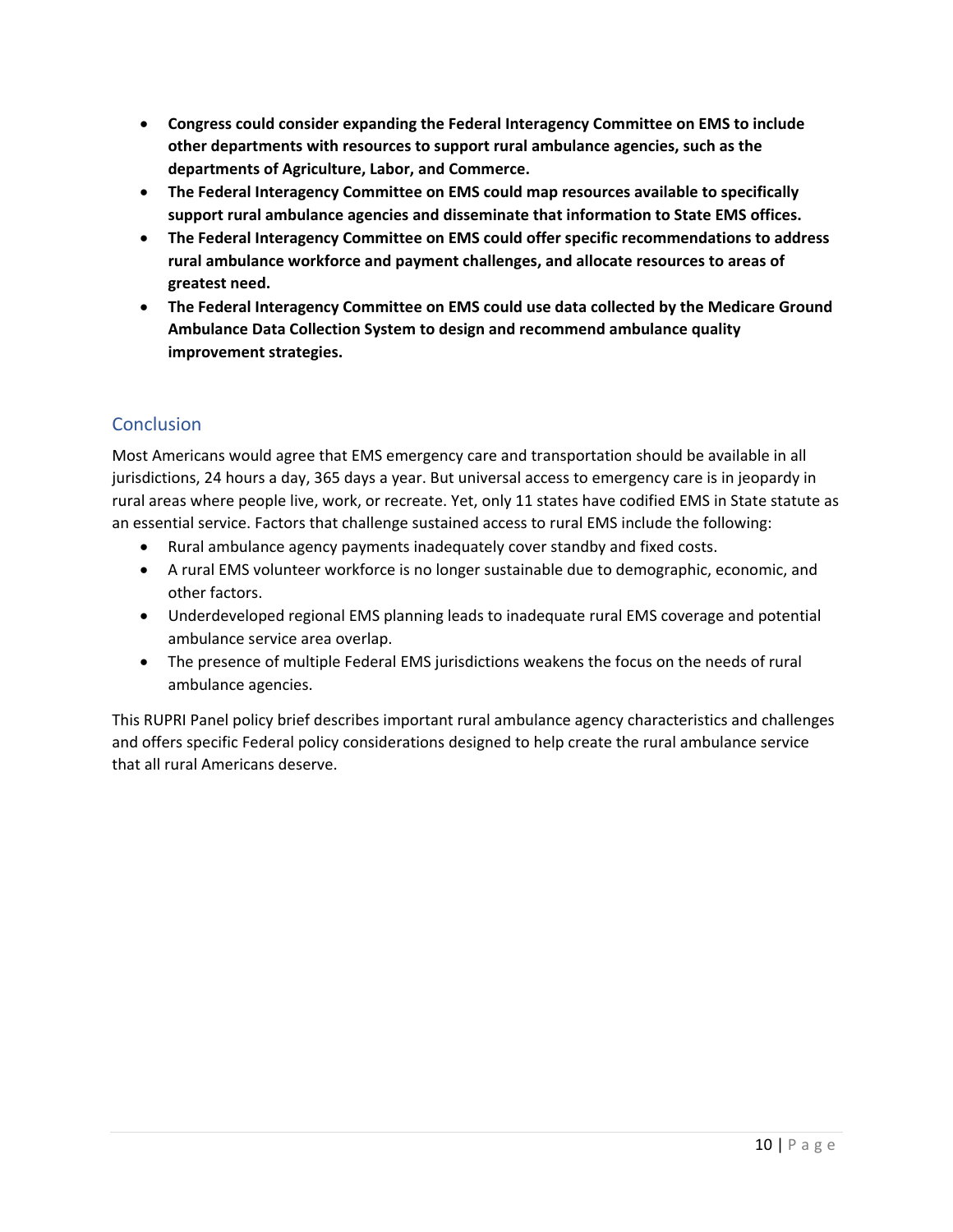- **Congress could consider expanding the Federal Interagency Committee on EMS to include other departments with resources to support rural ambulance agencies, such as the departments of Agriculture, Labor, and Commerce.**
- **The Federal Interagency Committee on EMS could map resources available to specifically support rural ambulance agencies and disseminate that information to State EMS offices.**
- **The Federal Interagency Committee on EMS could offer specific recommendations to address rural ambulance workforce and payment challenges, and allocate resources to areas of greatest need.**
- **The Federal Interagency Committee on EMS could use data collected by the Medicare Ground Ambulance Data Collection System to design and recommend ambulance quality improvement strategies.**

## Conclusion

Most Americans would agree that EMS emergency care and transportation should be available in all jurisdictions, 24 hours a day, 365 days a year. But universal access to emergency care is in jeopardy in rural areas where people live, work, or recreate. Yet, only 11 states have codified EMS in State statute as an essential service. Factors that challenge sustained access to rural EMS include the following:

- Rural ambulance agency payments inadequately cover standby and fixed costs.
- A rural EMS volunteer workforce is no longer sustainable due to demographic, economic, and other factors.
- Underdeveloped regional EMS planning leads to inadequate rural EMS coverage and potential ambulance service area overlap.
- The presence of multiple Federal EMS jurisdictions weakens the focus on the needs of rural ambulance agencies.

This RUPRI Panel policy brief describes important rural ambulance agency characteristics and challenges and offers specific Federal policy considerations designed to help create the rural ambulance service that all rural Americans deserve.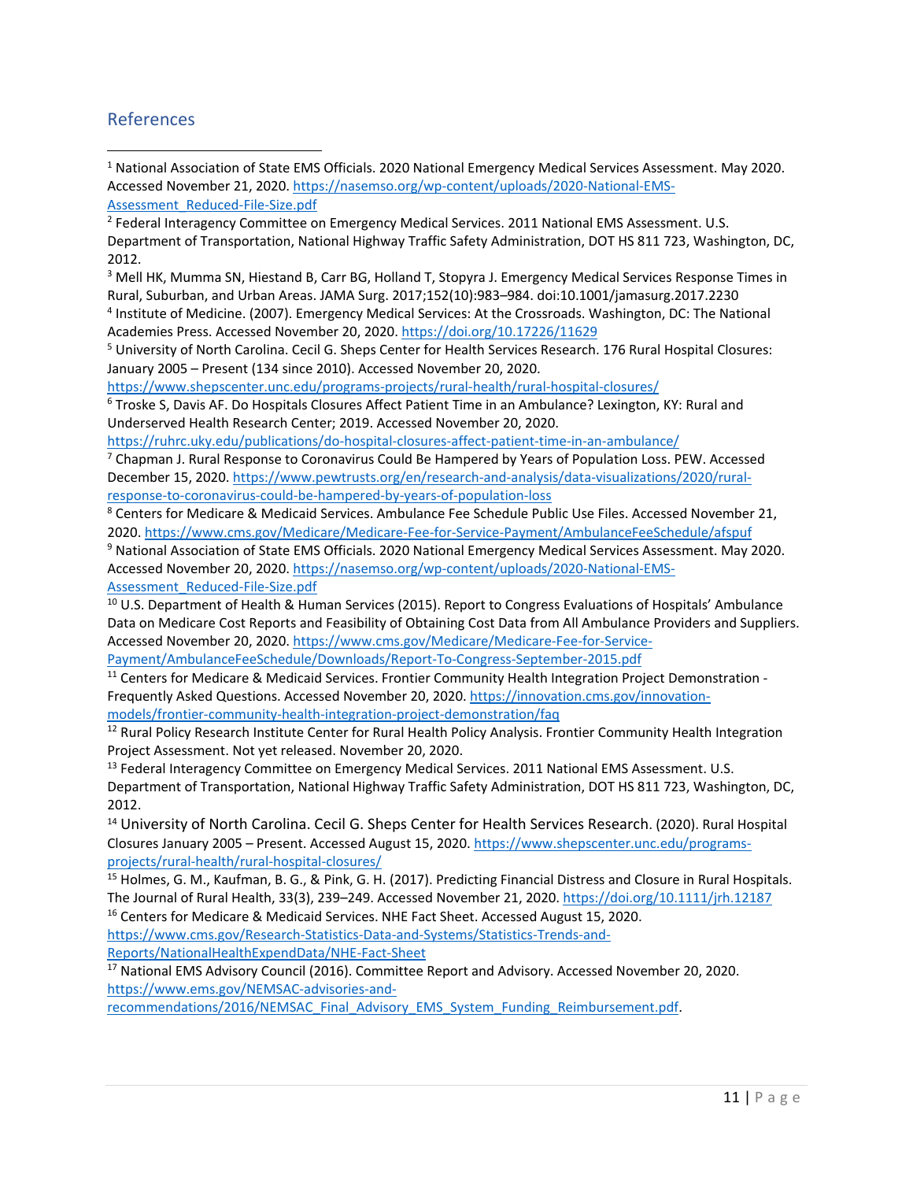## References

[1] National Association of State EMS Officials. 2020 National Emergency Medical Services Assessment. May 2020. Accessed November 21, 2020. https://nasemso.org/wp-content/uploads/2020-National-EMS-Assessment_Reduced-File-Size.pdf

[2] Federal Interagency Committee on Emergency Medical Services. 2011 National EMS Assessment. U.S. Department of Transportation, National Highway Traffic Safety Administration, DOT HS 811 723, Washington, DC, 2012.

[3] Mell HK, Mumma SN, Hiestand B, Carr BG, Holland T, Stopyra J. Emergency Medical Services Response Times in Rural, Suburban, and Urban Areas. JAMA Surg. 2017;152(10):983–984. doi:10.1001/jamasurg.2017.2230

[4] Institute of Medicine. (2007). Emergency Medical Services: At the Crossroads. Washington, DC: The National Academies Press. Accessed November 20, 2020. https://doi.org/10.17226/11629

[5] University of North Carolina. Cecil G. Sheps Center for Health Services Research. 176 Rural Hospital Closures: January 2005 – Present (134 since 2010). Accessed November 20, 2020. https://www.shepscenter.unc.edu/programs-projects/rural-health/rural-hospital-closures/

[6] Troske S, Davis AF. Do Hospitals Closures Affect Patient Time in an Ambulance? Lexington, KY: Rural and Underserved Health Research Center; 2019. Accessed November 20, 2020. https://ruhrc.uky.edu/publications/do-hospital-closures-affect-patient-time-in-an-ambulance/

[7] Chapman J. Rural Response to Coronavirus Could Be Hampered by Years of Population Loss. PEW. Accessed December 15, 2020. https://www.pewtrusts.org/en/research-and-analysis/data-visualizations/2020/rural-response-to-coronavirus-could-be-hampered-by-years-of-population-loss

[8] Centers for Medicare & Medicaid Services. Ambulance Fee Schedule Public Use Files. Accessed November 21, 2020. https://www.cms.gov/Medicare/Medicare-Fee-for-Service-Payment/AmbulanceFeeSchedule/afspuf

[9] National Association of State EMS Officials. 2020 National Emergency Medical Services Assessment. May 2020. Accessed November 20, 2020. https://nasemso.org/wp-content/uploads/2020-National-EMS-Assessment_Reduced-File-Size.pdf

[10] U.S. Department of Health & Human Services (2015). Report to Congress Evaluations of Hospitals' Ambulance Data on Medicare Cost Reports and Feasibility of Obtaining Cost Data from All Ambulance Providers and Suppliers. Accessed November 20, 2020. https://www.cms.gov/Medicare/Medicare-Fee-for-Service-Payment/AmbulanceFeeSchedule/Downloads/Report-To-Congress-September-2015.pdf

[11] Centers for Medicare & Medicaid Services. Frontier Community Health Integration Project Demonstration - Frequently Asked Questions. Accessed November 20, 2020. https://innovation.cms.gov/innovation-models/frontier-community-health-integration-project-demonstration/faq

[12] Rural Policy Research Institute Center for Rural Health Policy Analysis. Frontier Community Health Integration Project Assessment. Not yet released. November 20, 2020.

[13] Federal Interagency Committee on Emergency Medical Services. 2011 National EMS Assessment. U.S. Department of Transportation, National Highway Traffic Safety Administration, DOT HS 811 723, Washington, DC, 2012.

[14] University of North Carolina. Cecil G. Sheps Center for Health Services Research. (2020). Rural Hospital Closures January 2005 – Present. Accessed August 15, 2020. https://www.shepscenter.unc.edu/programs-projects/rural-health/rural-hospital-closures/

[15] Holmes, G. M., Kaufman, B. G., & Pink, G. H. (2017). Predicting Financial Distress and Closure in Rural Hospitals. The Journal of Rural Health, 33(3), 239–249. Accessed November 21, 2020. https://doi.org/10.1111/jrh.12187

[16] Centers for Medicare & Medicaid Services. NHE Fact Sheet. Accessed August 15, 2020. https://www.cms.gov/Research-Statistics-Data-and-Systems/Statistics-Trends-and-Reports/NationalHealthExpendData/NHE-Fact-Sheet

[17] National EMS Advisory Council (2016). Committee Report and Advisory. Accessed November 20, 2020. https://www.ems.gov/NEMSAC-advisories-and-recommendations/2016/NEMSAC_Final_Advisory_EMS_System_Funding_Reimbursement.pdf.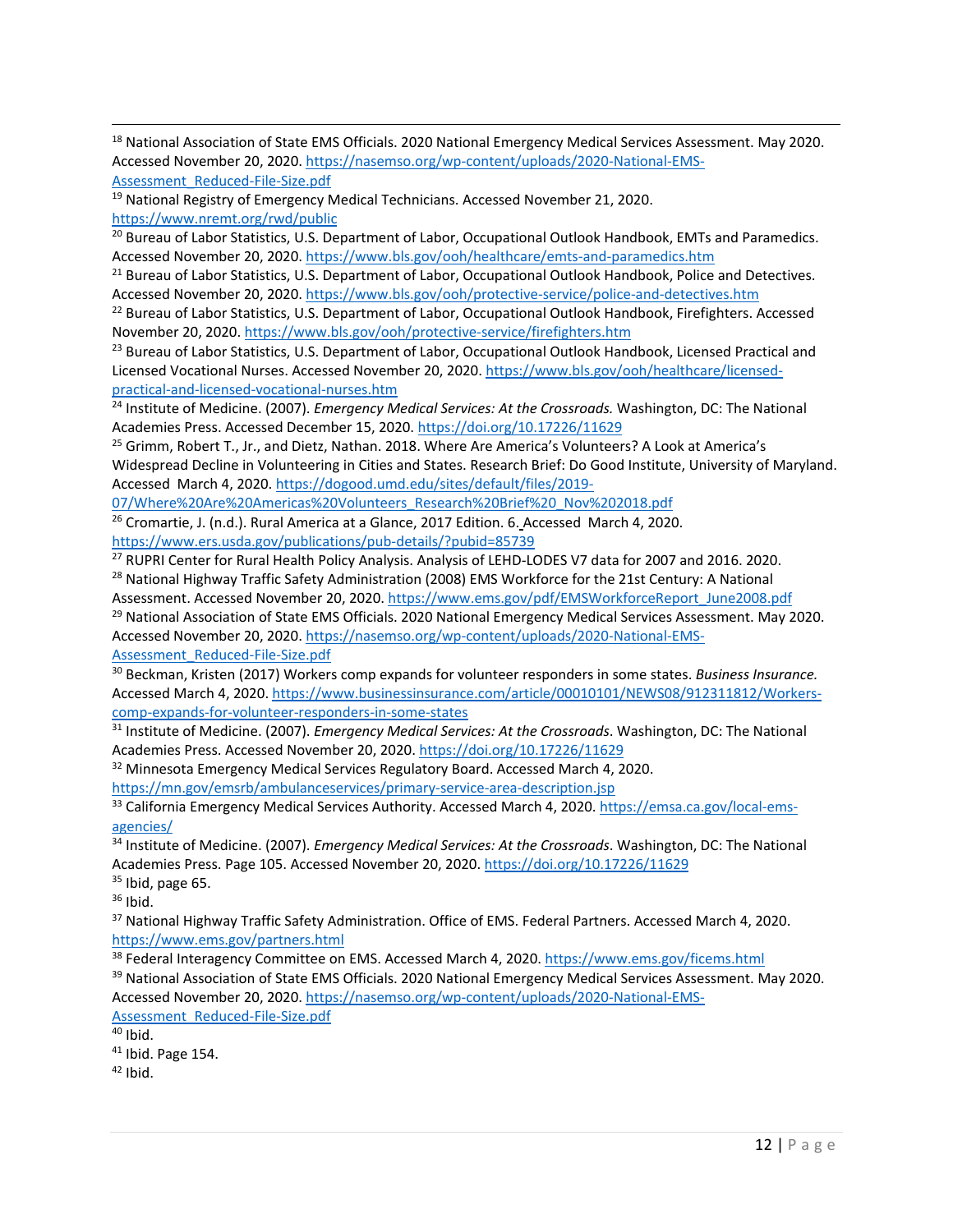[18] National Association of State EMS Officials. 2020 National Emergency Medical Services Assessment. May 2020. Accessed November 20, 2020. https://nasemso.org/wp-content/uploads/2020-National-EMS-Assessment_Reduced-File-Size.pdf

[19] National Registry of Emergency Medical Technicians. Accessed November 21, 2020. https://www.nremt.org/rwd/public

[20] Bureau of Labor Statistics, U.S. Department of Labor, Occupational Outlook Handbook, EMTs and Paramedics. Accessed November 20, 2020. https://www.bls.gov/ooh/healthcare/emts-and-paramedics.htm

[21] Bureau of Labor Statistics, U.S. Department of Labor, Occupational Outlook Handbook, Police and Detectives. Accessed November 20, 2020. https://www.bls.gov/ooh/protective-service/police-and-detectives.htm

[22] Bureau of Labor Statistics, U.S. Department of Labor, Occupational Outlook Handbook, Firefighters. Accessed November 20, 2020. https://www.bls.gov/ooh/protective-service/firefighters.htm

[23] Bureau of Labor Statistics, U.S. Department of Labor, Occupational Outlook Handbook, Licensed Practical and Licensed Vocational Nurses. Accessed November 20, 2020. https://www.bls.gov/ooh/healthcare/licensed-practical-and-licensed-vocational-nurses.htm

[24] Institute of Medicine. (2007). *Emergency Medical Services: At the Crossroads.* Washington, DC: The National Academies Press. Accessed December 15, 2020. https://doi.org/10.17226/11629

[25] Grimm, Robert T., Jr., and Dietz, Nathan. 2018. Where Are America's Volunteers? A Look at America's Widespread Decline in Volunteering in Cities and States. Research Brief: Do Good Institute, University of Maryland. Accessed March 4, 2020. https://dogood.umd.edu/sites/default/files/2019-07/Where%20Are%20Americas%20Volunteers_Research%20Brief%20_Nov%202018.pdf

[26] Cromartie, J. (n.d.). Rural America at a Glance, 2017 Edition. 6. Accessed March 4, 2020. https://www.ers.usda.gov/publications/pub-details/?pubid=85739

[27] RUPRI Center for Rural Health Policy Analysis. Analysis of LEHD-LODES V7 data for 2007 and 2016. 2020.

[28] National Highway Traffic Safety Administration (2008) EMS Workforce for the 21st Century: A National Assessment. Accessed November 20, 2020. https://www.ems.gov/pdf/EMSWorkforceReport_June2008.pdf

[29] National Association of State EMS Officials. 2020 National Emergency Medical Services Assessment. May 2020. Accessed November 20, 2020. https://nasemso.org/wp-content/uploads/2020-National-EMS-Assessment_Reduced-File-Size.pdf

[30] Beckman, Kristen (2017) Workers comp expands for volunteer responders in some states. *Business Insurance.* Accessed March 4, 2020. https://www.businessinsurance.com/article/00010101/NEWS08/912311812/Workers-comp-expands-for-volunteer-responders-in-some-states

[31] Institute of Medicine. (2007). *Emergency Medical Services: At the Crossroads*. Washington, DC: The National Academies Press. Accessed November 20, 2020. https://doi.org/10.17226/11629

[32] Minnesota Emergency Medical Services Regulatory Board. Accessed March 4, 2020. https://mn.gov/emsrb/ambulanceservices/primary-service-area-description.jsp

[33] California Emergency Medical Services Authority. Accessed March 4, 2020. https://emsa.ca.gov/local-ems-agencies/

[34] Institute of Medicine. (2007). *Emergency Medical Services: At the Crossroads*. Washington, DC: The National Academies Press. Page 105. Accessed November 20, 2020. https://doi.org/10.17226/11629

[35] Ibid, page 65.

[36] Ibid.

[37] National Highway Traffic Safety Administration. Office of EMS. Federal Partners. Accessed March 4, 2020. https://www.ems.gov/partners.html

[38] Federal Interagency Committee on EMS. Accessed March 4, 2020. https://www.ems.gov/ficems.html

[39] National Association of State EMS Officials. 2020 National Emergency Medical Services Assessment. May 2020. Accessed November 20, 2020. https://nasemso.org/wp-content/uploads/2020-National-EMS-Assessment_Reduced-File-Size.pdf

[40] Ibid.

[41] Ibid. Page 154.

[42] Ibid.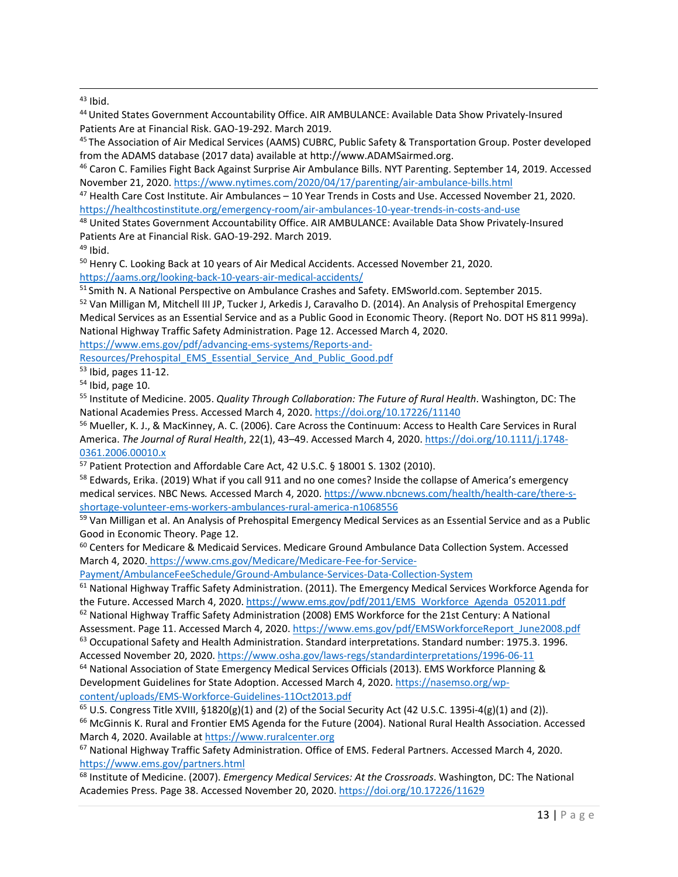[43] Ibid.

[44] United States Government Accountability Office. AIR AMBULANCE: Available Data Show Privately-Insured Patients Are at Financial Risk. GAO-19-292. March 2019.

[45] The Association of Air Medical Services (AAMS) CUBRC, Public Safety & Transportation Group. Poster developed from the ADAMS database (2017 data) available at http://www.ADAMSairmed.org.

[46] Caron C. Families Fight Back Against Surprise Air Ambulance Bills. NYT Parenting. September 14, 2019. Accessed November 21, 2020. https://www.nytimes.com/2020/04/17/parenting/air-ambulance-bills.html

[47] Health Care Cost Institute. Air Ambulances – 10 Year Trends in Costs and Use. Accessed November 21, 2020. https://healthcostinstitute.org/emergency-room/air-ambulances-10-year-trends-in-costs-and-use

[48] United States Government Accountability Office. AIR AMBULANCE: Available Data Show Privately-Insured Patients Are at Financial Risk. GAO-19-292. March 2019.

[49] Ibid.

[50] Henry C. Looking Back at 10 years of Air Medical Accidents. Accessed November 21, 2020. https://aams.org/looking-back-10-years-air-medical-accidents/

[51] Smith N. A National Perspective on Ambulance Crashes and Safety. EMSworld.com. September 2015.

[52] Van Milligan M, Mitchell III JP, Tucker J, Arkedis J, Caravalho D. (2014). An Analysis of Prehospital Emergency Medical Services as an Essential Service and as a Public Good in Economic Theory. (Report No. DOT HS 811 999a). National Highway Traffic Safety Administration. Page 12. Accessed March 4, 2020. https://www.ems.gov/pdf/advancing-ems-systems/Reports-and-Resources/Prehospital_EMS_Essential_Service_And_Public_Good.pdf

[53] Ibid, pages 11-12.

[54] Ibid, page 10.

[55] Institute of Medicine. 2005. *Quality Through Collaboration: The Future of Rural Health*. Washington, DC: The National Academies Press. Accessed March 4, 2020. https://doi.org/10.17226/11140

[56] Mueller, K. J., & MacKinney, A. C. (2006). Care Across the Continuum: Access to Health Care Services in Rural America. *The Journal of Rural Health*, 22(1), 43–49. Accessed March 4, 2020. https://doi.org/10.1111/j.1748-0361.2006.00010.x

[57] Patient Protection and Affordable Care Act, 42 U.S.C. § 18001 S. 1302 (2010).

[58] Edwards, Erika. (2019) What if you call 911 and no one comes? Inside the collapse of America's emergency medical services. NBC News*.* Accessed March 4, 2020. https://www.nbcnews.com/health/health-care/there-s-shortage-volunteer-ems-workers-ambulances-rural-america-n1068556

[59] Van Milligan et al. An Analysis of Prehospital Emergency Medical Services as an Essential Service and as a Public Good in Economic Theory. Page 12.

[60] Centers for Medicare & Medicaid Services. Medicare Ground Ambulance Data Collection System. Accessed March 4, 2020. https://www.cms.gov/Medicare/Medicare-Fee-for-Service-Payment/AmbulanceFeeSchedule/Ground-Ambulance-Services-Data-Collection-System

[61] National Highway Traffic Safety Administration. (2011). The Emergency Medical Services Workforce Agenda for the Future. Accessed March 4, 2020. https://www.ems.gov/pdf/2011/EMS_Workforce_Agenda_052011.pdf

[62] National Highway Traffic Safety Administration (2008) EMS Workforce for the 21st Century: A National Assessment. Page 11. Accessed March 4, 2020. https://www.ems.gov/pdf/EMSWorkforceReport_June2008.pdf

[63] Occupational Safety and Health Administration. Standard interpretations. Standard number: 1975.3. 1996. Accessed November 20, 2020. https://www.osha.gov/laws-regs/standardinterpretations/1996-06-11

[64] National Association of State Emergency Medical Services Officials (2013). EMS Workforce Planning & Development Guidelines for State Adoption. Accessed March 4, 2020. https://nasemso.org/wp-content/uploads/EMS-Workforce-Guidelines-11Oct2013.pdf

[65] U.S. Congress Title XVIII, §1820(g)(1) and (2) of the Social Security Act (42 U.S.C. 1395i-4(g)(1) and (2)).

[66] McGinnis K. Rural and Frontier EMS Agenda for the Future (2004). National Rural Health Association. Accessed March 4, 2020. Available at https://www.ruralcenter.org

[67] National Highway Traffic Safety Administration. Office of EMS. Federal Partners. Accessed March 4, 2020. https://www.ems.gov/partners.html

[68] Institute of Medicine. (2007). *Emergency Medical Services: At the Crossroads*. Washington, DC: The National Academies Press. Page 38. Accessed November 20, 2020. https://doi.org/10.17226/11629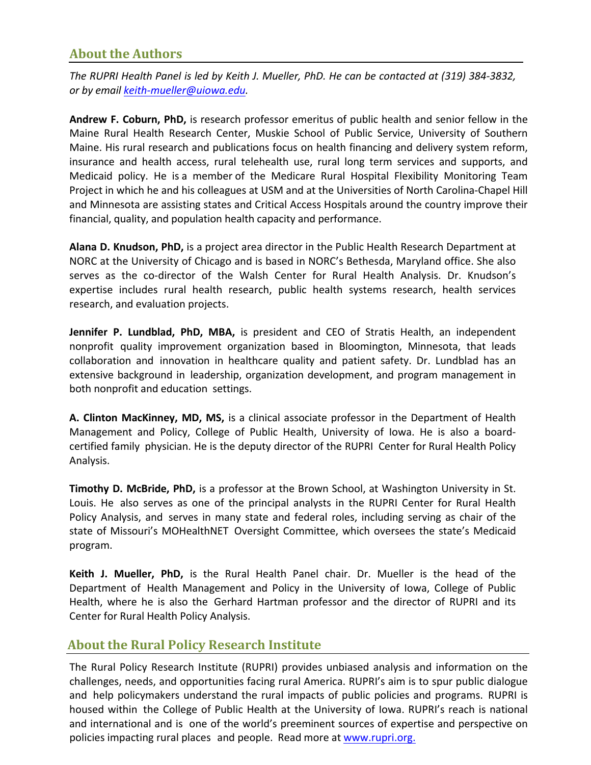## About the Authors

*The RUPRI Health Panel is led by Keith J. Mueller, PhD. He can be contacted at (319) 384-3832, or by email keith-mueller@uiowa.edu.*

**Andrew F. Coburn, PhD,** is research professor emeritus of public health and senior fellow in the Maine Rural Health Research Center, Muskie School of Public Service, University of Southern Maine. His rural research and publications focus on health financing and delivery system reform, insurance and health access, rural telehealth use, rural long term services and supports, and Medicaid policy. He is a member of the Medicare Rural Hospital Flexibility Monitoring Team Project in which he and his colleagues at USM and at the Universities of North Carolina-Chapel Hill and Minnesota are assisting states and Critical Access Hospitals around the country improve their financial, quality, and population health capacity and performance.

**Alana D. Knudson, PhD,** is a project area director in the Public Health Research Department at NORC at the University of Chicago and is based in NORC's Bethesda, Maryland office. She also serves as the co-director of the Walsh Center for Rural Health Analysis. Dr. Knudson's expertise includes rural health research, public health systems research, health services research, and evaluation projects.

**Jennifer P. Lundblad, PhD, MBA,** is president and CEO of Stratis Health, an independent nonprofit quality improvement organization based in Bloomington, Minnesota, that leads collaboration and innovation in healthcare quality and patient safety. Dr. Lundblad has an extensive background in leadership, organization development, and program management in both nonprofit and education settings.

**A. Clinton MacKinney, MD, MS,** is a clinical associate professor in the Department of Health Management and Policy, College of Public Health, University of Iowa. He is also a board-certified family physician. He is the deputy director of the RUPRI Center for Rural Health Policy Analysis.

**Timothy D. McBride, PhD,** is a professor at the Brown School, at Washington University in St. Louis. He also serves as one of the principal analysts in the RUPRI Center for Rural Health Policy Analysis, and serves in many state and federal roles, including serving as chair of the state of Missouri's MOHealthNET Oversight Committee, which oversees the state's Medicaid program.

**Keith J. Mueller, PhD,** is the Rural Health Panel chair. Dr. Mueller is the head of the Department of Health Management and Policy in the University of Iowa, College of Public Health, where he is also the Gerhard Hartman professor and the director of RUPRI and its Center for Rural Health Policy Analysis.

## About the Rural Policy Research Institute

The Rural Policy Research Institute (RUPRI) provides unbiased analysis and information on the challenges, needs, and opportunities facing rural America. RUPRI's aim is to spur public dialogue and help policymakers understand the rural impacts of public policies and programs. RUPRI is housed within the College of Public Health at the University of Iowa. RUPRI's reach is national and international and is one of the world's preeminent sources of expertise and perspective on policies impacting rural places and people. Read more at www.rupri.org.